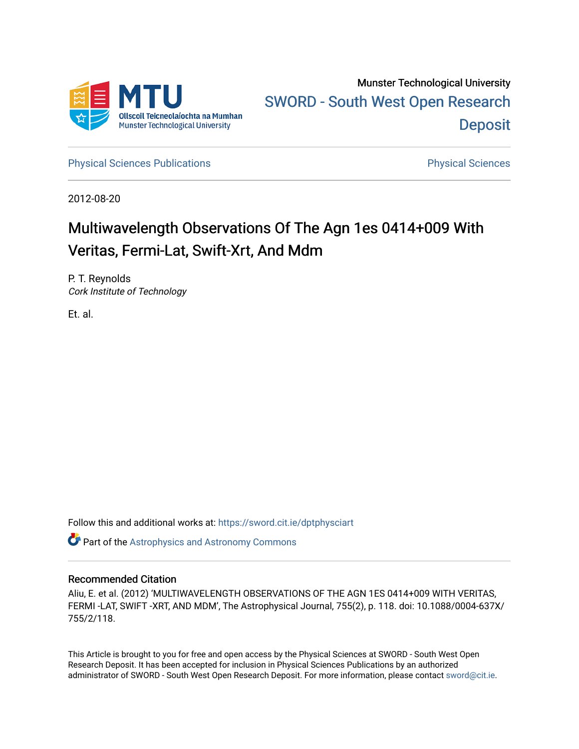Munster Technological University

SWORD - South West Open Research Deposit

Physical Sciences Publications

Physical Sciences

2012-08-20

# Multiwavelength Observations Of The Agn 1es 0414+009 With Veritas, Fermi-Lat, Swift-Xrt, And Mdm

P. T. Reynolds
*Cork Institute of Technology*

Et. al.

Follow this and additional works at: https://sword.cit.ie/dptphysciart

Part of the Astrophysics and Astronomy Commons

## Recommended Citation

Aliu, E. et al. (2012) 'MULTIWAVELENGTH OBSERVATIONS OF THE AGN 1ES 0414+009 WITH VERITAS, FERMI -LAT, SWIFT -XRT, AND MDM', The Astrophysical Journal, 755(2), p. 118. doi: 10.1088/0004-637X/755/2/118.

This Article is brought to you for free and open access by the Physical Sciences at SWORD - South West Open Research Deposit. It has been accepted for inclusion in Physical Sciences Publications by an authorized administrator of SWORD - South West Open Research Deposit. For more information, please contact sword@cit.ie.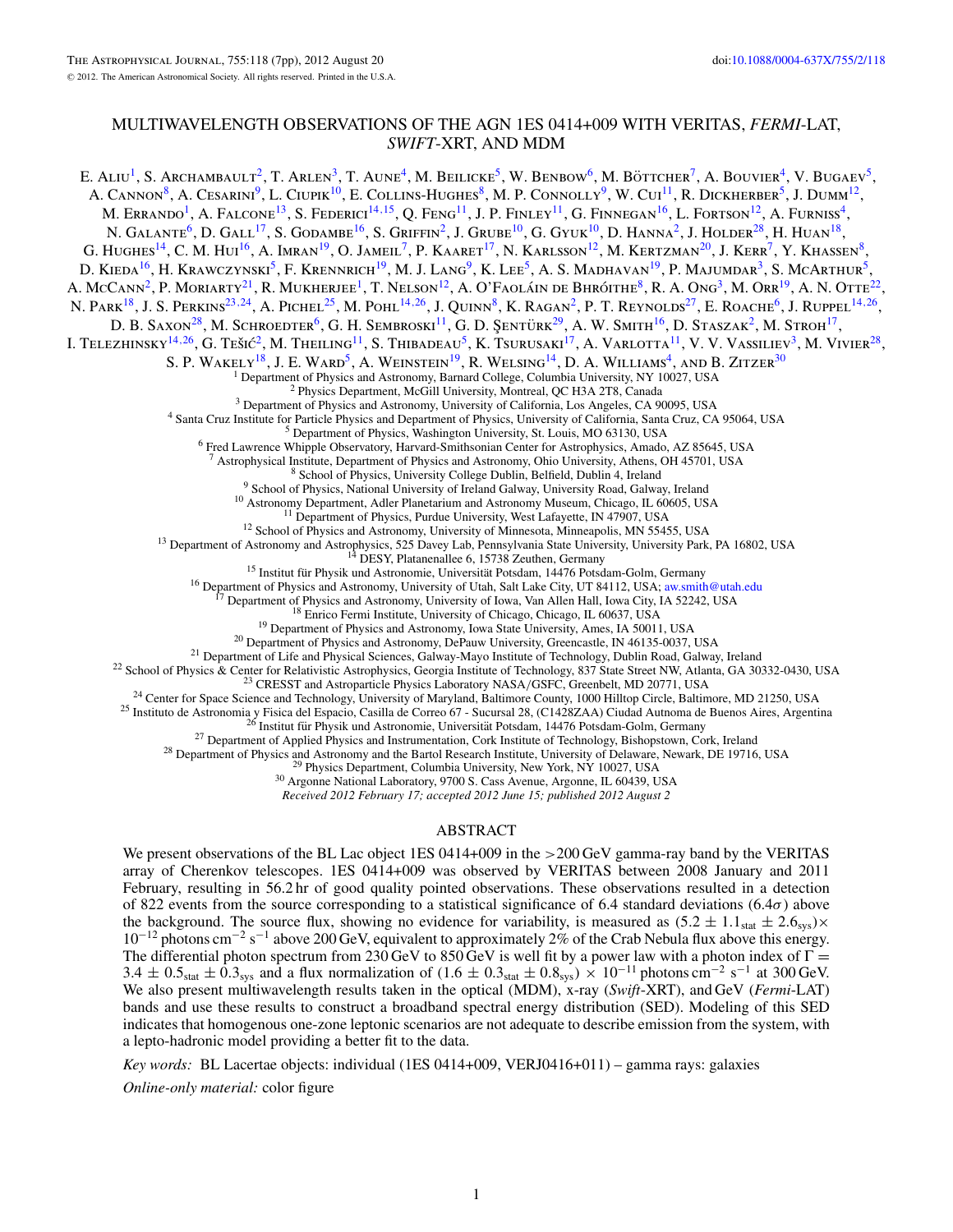# MULTIWAVELENGTH OBSERVATIONS OF THE AGN 1ES 0414+009 WITH VERITAS, *FERMI*-LAT, *SWIFT*-XRT, AND MDM

E. Aliu[1], S. Archambault[2], T. Arlen[3], T. Aune[4], M. Beilicke[5], W. Benbow[6], M. Böttcher[7], A. Bouvier[4], V. Bugaev[5], A. Cannon[8], A. Cesarini[9], L. Ciupik[10], E. Collins-Hughes[8], M. P. Connolly[9], W. Cui[11], R. Dickherber[5], J. Dumm[12], M. Errando[1], A. Falcone[13], S. Federici[14,15], Q. Feng[11], J. P. Finley[11], G. Finnegan[16], L. Fortson[12], A. Furniss[4], N. Galante[6], D. Gall[17], S. Godambe[16], S. Griffin[2], J. Grube[10], G. Gyuk[10], D. Hanna[2], J. Holder[28], H. Huan[18], G. Hughes[14], C. M. Hui[16], A. Imran[19], O. Jameil[7], P. Kaaret[17], N. Karlsson[12], M. Kertzman[20], J. Kerr[7], Y. Khassen[8], D. Kieda[16], H. Krawczynski[5], F. Krennrich[19], M. J. Lang[9], K. Lee[5], A. S. Madhavan[19], P. Majumdar[3], S. McArthur[5], A. McCann[2], P. Moriarty[21], R. Mukherjee[1], T. Nelson[12], A. O'Faoláin de Bhróithe[8], R. A. Ong[3], M. Orr[19], A. N. Otte[22], N. Park[18], J. S. Perkins[23,24], A. Pichel[25], M. Pohl[14,26], J. Quinn[8], K. Ragan[2], P. T. Reynolds[27], E. Roache[6], J. Ruppel[14,26], D. B. Saxon[28], M. Schroedter[6], G. H. Sembroski[11], G. D. Şentürk[29], A. W. Smith[16], D. Staszak[2], M. Stroh[17], I. Telezhinsky[14,26], G. Tešić[2], M. Theiling[11], S. Thibadeau[5], K. Tsurusaki[17], A. Varlotta[11], V. V. Vassiliev[3], M. Vivier[28], S. P. Wakely[18], J. E. Ward[5], A. Weinstein[19], R. Welsing[14], D. A. Williams[4], and B. Zitzer[30]

[1] Department of Physics and Astronomy, Barnard College, Columbia University, NY 10027, USA
[2] Physics Department, McGill University, Montreal, QC H3A 2T8, Canada
[3] Department of Physics and Astronomy, University of California, Los Angeles, CA 90095, USA
[4] Santa Cruz Institute for Particle Physics and Department of Physics, University of California, Santa Cruz, CA 95064, USA
[5] Department of Physics, Washington University, St. Louis, MO 63130, USA
[6] Fred Lawrence Whipple Observatory, Harvard-Smithsonian Center for Astrophysics, Amado, AZ 85645, USA
[7] Astrophysical Institute, Department of Physics and Astronomy, Ohio University, Athens, OH 45701, USA
[8] School of Physics, University College Dublin, Belfield, Dublin 4, Ireland
[9] School of Physics, National University of Ireland Galway, University Road, Galway, Ireland
[10] Astronomy Department, Adler Planetarium and Astronomy Museum, Chicago, IL 60605, USA
[11] Department of Physics, Purdue University, West Lafayette, IN 47907, USA
[12] School of Physics and Astronomy, University of Minnesota, Minneapolis, MN 55455, USA
[13] Department of Astronomy and Astrophysics, 525 Davey Lab, Pennsylvania State University, University Park, PA 16802, USA
[14] DESY, Platanenallee 6, 15738 Zeuthen, Germany
[15] Institut für Physik und Astronomie, Universität Potsdam, 14476 Potsdam-Golm, Germany
[16] Department of Physics and Astronomy, University of Utah, Salt Lake City, UT 84112, USA; aw.smith@utah.edu
[17] Department of Physics and Astronomy, University of Iowa, Van Allen Hall, Iowa City, IA 52242, USA
[18] Enrico Fermi Institute, University of Chicago, Chicago, IL 60637, USA
[19] Department of Physics and Astronomy, Iowa State University, Ames, IA 50011, USA
[20] Department of Physics and Astronomy, DePauw University, Greencastle, IN 46135-0037, USA
[21] Department of Life and Physical Sciences, Galway-Mayo Institute of Technology, Dublin Road, Galway, Ireland
[22] School of Physics & Center for Relativistic Astrophysics, Georgia Institute of Technology, 837 State Street NW, Atlanta, GA 30332-0430, USA
[23] CRESST and Astroparticle Physics Laboratory NASA/GSFC, Greenbelt, MD 20771, USA
[24] Center for Space Science and Technology, University of Maryland, Baltimore County, 1000 Hilltop Circle, Baltimore, MD 21250, USA
[25] Instituto de Astronomia y Fisica del Espacio, Casilla de Correo 67 - Sucursal 28, (C1428ZAA) Ciudad Autonma de Buenos Aires, Argentina
[26] Institut für Physik und Astronomie, Universität Potsdam, 14476 Potsdam-Golm, Germany
[27] Department of Applied Physics and Instrumentation, Cork Institute of Technology, Bishopstown, Cork, Ireland
[28] Department of Physics and Astronomy and the Bartol Research Institute, University of Delaware, Newark, DE 19716, USA
[29] Physics Department, Columbia University, New York, NY 10027, USA
[30] Argonne National Laboratory, 9700 S. Cass Avenue, Argonne, IL 60439, USA

*Received 2012 February 17; accepted 2012 June 15; published 2012 August 2*

## ABSTRACT

We present observations of the BL Lac object 1ES 0414+009 in the >200 GeV gamma-ray band by the VERITAS array of Cherenkov telescopes. 1ES 0414+009 was observed by VERITAS between 2008 January and 2011 February, resulting in 56.2 hr of good quality pointed observations. These observations resulted in a detection of 822 events from the source corresponding to a statistical significance of 6.4 standard deviations ($6.4\sigma$) above the background. The source flux, showing no evidence for variability, is measured as $(5.2 \pm 1.1_{\rm stat} \pm 2.6_{\rm sys}) \times 10^{-12}$ photons cm$^{-2}$ s$^{-1}$ above 200 GeV, equivalent to approximately 2% of the Crab Nebula flux above this energy. The differential photon spectrum from 230 GeV to 850 GeV is well fit by a power law with a photon index of $\Gamma = 3.4 \pm 0.5_{\rm stat} \pm 0.3_{\rm sys}$ and a flux normalization of $(1.6 \pm 0.3_{\rm stat} \pm 0.8_{\rm sys}) \times 10^{-11}$ photons cm$^{-2}$ s$^{-1}$ at 300 GeV. We also present multiwavelength results taken in the optical (MDM), x-ray (*Swift*-XRT), and GeV (*Fermi*-LAT) bands and use these results to construct a broadband spectral energy distribution (SED). Modeling of this SED indicates that homogenous one-zone leptonic scenarios are not adequate to describe emission from the system, with a lepto-hadronic model providing a better fit to the data.

*Key words:* BL Lacertae objects: individual (1ES 0414+009, VERJ0416+011) – gamma rays: galaxies

*Online-only material:* color figure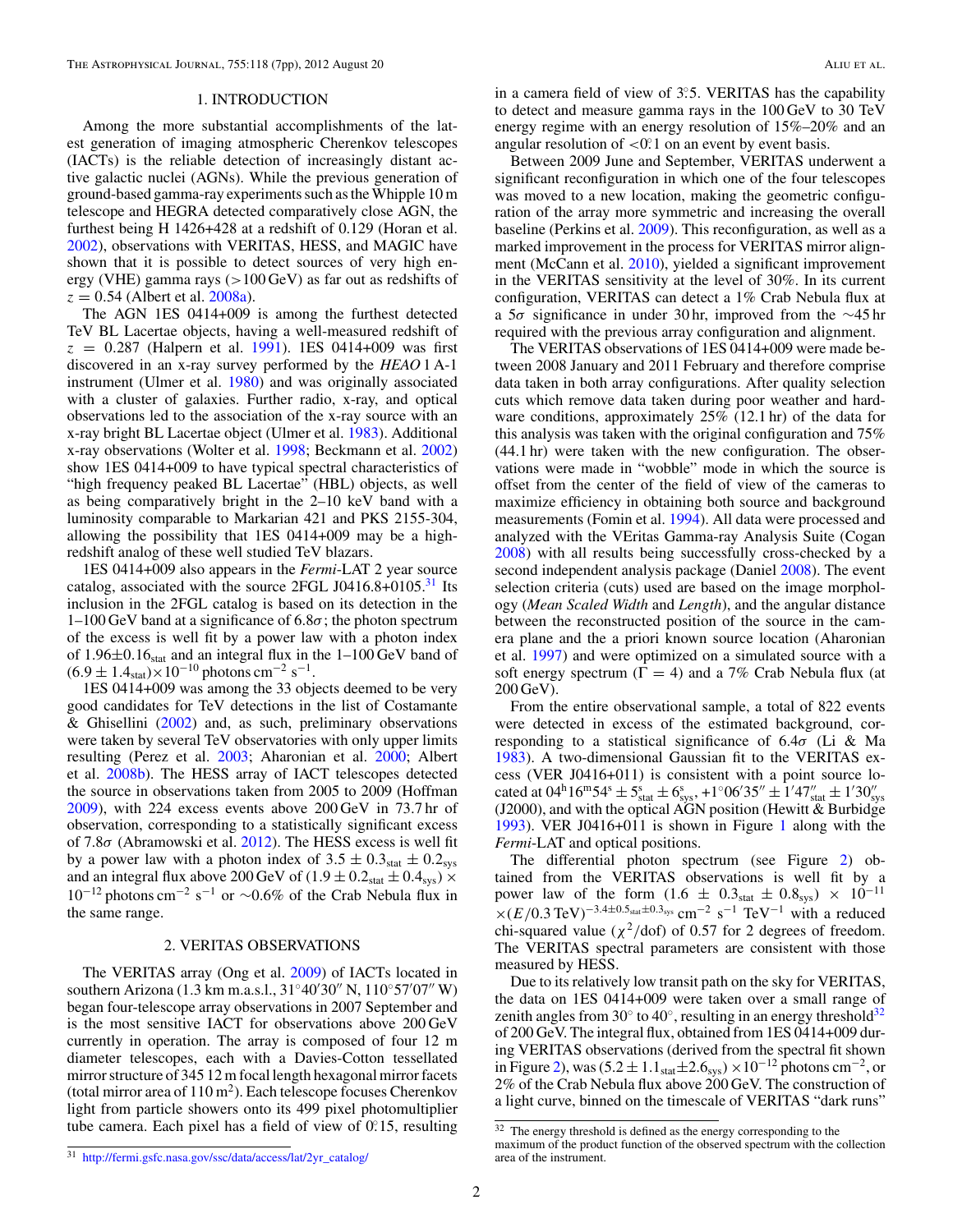## 1. INTRODUCTION

Among the more substantial accomplishments of the latest generation of imaging atmospheric Cherenkov telescopes (IACTs) is the reliable detection of increasingly distant active galactic nuclei (AGNs). While the previous generation of ground-based gamma-ray experiments such as the Whipple 10 m telescope and HEGRA detected comparatively close AGN, the furthest being H 1426+428 at a redshift of 0.129 (Horan et al. 2002), observations with VERITAS, HESS, and MAGIC have shown that it is possible to detect sources of very high energy (VHE) gamma rays (>100 GeV) as far out as redshifts of $z = 0.54$ (Albert et al. 2008a).

The AGN 1ES 0414+009 is among the furthest detected TeV BL Lacertae objects, having a well-measured redshift of $z = 0.287$ (Halpern et al. 1991). 1ES 0414+009 was first discovered in an x-ray survey performed by the *HEAO* 1 A-1 instrument (Ulmer et al. 1980) and was originally associated with a cluster of galaxies. Further radio, x-ray, and optical observations led to the association of the x-ray source with an x-ray bright BL Lacertae object (Ulmer et al. 1983). Additional x-ray observations (Wolter et al. 1998; Beckmann et al. 2002) show 1ES 0414+009 to have typical spectral characteristics of "high frequency peaked BL Lacertae" (HBL) objects, as well as being comparatively bright in the 2–10 keV band with a luminosity comparable to Markarian 421 and PKS 2155-304, allowing the possibility that 1ES 0414+009 may be a high-redshift analog of these well studied TeV blazars.

1ES 0414+009 also appears in the *Fermi*-LAT 2 year source catalog, associated with the source 2FGL J0416.8+0105.[31] Its inclusion in the 2FGL catalog is based on its detection in the 1–100 GeV band at a significance of $6.8\sigma$; the photon spectrum of the excess is well fit by a power law with a photon index of $1.96 \pm 0.16_{\mathrm{stat}}$ and an integral flux in the 1–100 GeV band of $(6.9 \pm 1.4_{\mathrm{stat}}) \times 10^{-10}$ photons cm$^{-2}$ s$^{-1}$.

1ES 0414+009 was among the 33 objects deemed to be very good candidates for TeV detections in the list of Costamante & Ghisellini (2002) and, as such, preliminary observations were taken by several TeV observatories with only upper limits resulting (Perez et al. 2003; Aharonian et al. 2000; Albert et al. 2008b). The HESS array of IACT telescopes detected the source in observations taken from 2005 to 2009 (Hoffman 2009), with 224 excess events above 200 GeV in 73.7 hr of observation, corresponding to a statistically significant excess of $7.8\sigma$ (Abramowski et al. 2012). The HESS excess is well fit by a power law with a photon index of $3.5 \pm 0.3_{\mathrm{stat}} \pm 0.2_{\mathrm{sys}}$ and an integral flux above 200 GeV of $(1.9 \pm 0.2_{\mathrm{stat}} \pm 0.4_{\mathrm{sys}}) \times 10^{-12}$ photons cm$^{-2}$ s$^{-1}$ or ~0.6% of the Crab Nebula flux in the same range.

## 2. VERITAS OBSERVATIONS

The VERITAS array (Ong et al. 2009) of IACTs located in southern Arizona (1.3 km m.a.s.l., 31°40′30″ N, 110°57′07″ W) began four-telescope array observations in 2007 September and is the most sensitive IACT for observations above 200 GeV currently in operation. The array is composed of four 12 m diameter telescopes, each with a Davies-Cotton tessellated mirror structure of 345 12 m focal length hexagonal mirror facets (total mirror area of 110 m$^2$). Each telescope focuses Cherenkov light from particle showers onto its 499 pixel photomultiplier tube camera. Each pixel has a field of view of 0°.15, resulting in a camera field of view of 3°.5. VERITAS has the capability to detect and measure gamma rays in the 100 GeV to 30 TeV energy regime with an energy resolution of 15%–20% and an angular resolution of <0°.1 on an event by event basis.

Between 2009 June and September, VERITAS underwent a significant reconfiguration in which one of the four telescopes was moved to a new location, making the geometric configuration of the array more symmetric and increasing the overall baseline (Perkins et al. 2009). This reconfiguration, as well as a marked improvement in the process for VERITAS mirror alignment (McCann et al. 2010), yielded a significant improvement in the VERITAS sensitivity at the level of 30%. In its current configuration, VERITAS can detect a 1% Crab Nebula flux at a $5\sigma$ significance in under 30 hr, improved from the ~45 hr required with the previous array configuration and alignment.

The VERITAS observations of 1ES 0414+009 were made between 2008 January and 2011 February and therefore comprise data taken in both array configurations. After quality selection cuts which remove data taken during poor weather and hardware conditions, approximately 25% (12.1 hr) of the data for this analysis was taken with the original configuration and 75% (44.1 hr) were taken with the new configuration. The observations were made in "wobble" mode in which the source is offset from the center of the field of view of the cameras to maximize efficiency in obtaining both source and background measurements (Fomin et al. 1994). All data were processed and analyzed with the VEritas Gamma-ray Analysis Suite (Cogan 2008) with all results being successfully cross-checked by a second independent analysis package (Daniel 2008). The event selection criteria (cuts) used are based on the image morphology (*Mean Scaled Width* and *Length*), and the angular distance between the reconstructed position of the source in the camera plane and the a priori known source location (Aharonian et al. 1997) and were optimized on a simulated source with a soft energy spectrum ($\Gamma = 4$) and a 7% Crab Nebula flux (at 200 GeV).

From the entire observational sample, a total of 822 events were detected in excess of the estimated background, corresponding to a statistical significance of $6.4\sigma$ (Li & Ma 1983). A two-dimensional Gaussian fit to the VERITAS excess (VER J0416+011) is consistent with a point source located at $04^{\mathrm{h}}16^{\mathrm{m}}54^{\mathrm{s}} \pm 5^{\mathrm{s}}_{\mathrm{stat}} \pm 6^{\mathrm{s}}_{\mathrm{sys}}$, $+1°06'35'' \pm 1'47''_{\mathrm{stat}} \pm 1'30''_{\mathrm{sys}}$ (J2000), and with the optical AGN position (Hewitt & Burbidge 1993). VER J0416+011 is shown in Figure 1 along with the *Fermi*-LAT and optical positions.

The differential photon spectrum (see Figure 2) obtained from the VERITAS observations is well fit by a power law of the form $(1.6 \pm 0.3_{\mathrm{stat}} \pm 0.8_{\mathrm{sys}}) \times 10^{-11} \times (E/0.3\,\mathrm{TeV})^{-3.4 \pm 0.5_{\mathrm{stat}} \pm 0.3_{\mathrm{sys}}}$ cm$^{-2}$ s$^{-1}$ TeV$^{-1}$ with a reduced chi-squared value ($\chi^2$/dof) of 0.57 for 2 degrees of freedom. The VERITAS spectral parameters are consistent with those measured by HESS.

Due to its relatively low transit path on the sky for VERITAS, the data on 1ES 0414+009 were taken over a small range of zenith angles from 30° to 40°, resulting in an energy threshold[32] of 200 GeV. The integral flux, obtained from 1ES 0414+009 during VERITAS observations (derived from the spectral fit shown in Figure 2), was $(5.2 \pm 1.1_{\mathrm{stat}} \pm 2.6_{\mathrm{sys}}) \times 10^{-12}$ photons cm$^{-2}$, or 2% of the Crab Nebula flux above 200 GeV. The construction of a light curve, binned on the timescale of VERITAS "dark runs"

[31] http://fermi.gsfc.nasa.gov/ssc/data/access/lat/2yr_catalog/

[32] The energy threshold is defined as the energy corresponding to the maximum of the product function of the observed spectrum with the collection area of the instrument.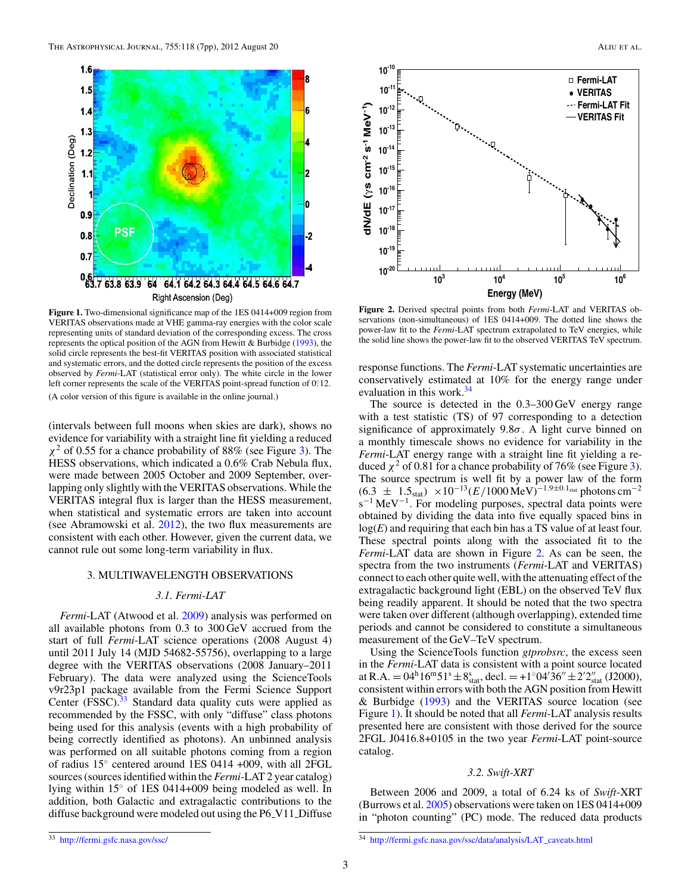**Figure 1.** Two-dimensional significance map of the 1ES 0414+009 region from VERITAS observations made at VHE gamma-ray energies with the color scale representing units of standard deviation of the corresponding excess. The cross represents the optical position of the AGN from Hewitt & Burbidge (1993), the solid circle represents the best-fit VERITAS position with associated statistical and systematic errors, and the dotted circle represents the position of the excess observed by *Fermi*-LAT (statistical error only). The white circle in the lower left corner represents the scale of the VERITAS point-spread function of 0°.12.

(A color version of this figure is available in the online journal.)

**Figure 2.** Derived spectral points from both *Fermi*-LAT and VERITAS observations (non-simultaneous) of 1ES 0414+009. The dotted line shows the power-law fit to the *Fermi*-LAT spectrum extrapolated to TeV energies, while the solid line shows the power-law fit to the observed VERITAS TeV spectrum.

(intervals between full moons when skies are dark), shows no evidence for variability with a straight line fit yielding a reduced $\chi^2$ of 0.55 for a chance probability of 88% (see Figure 3). The HESS observations, which indicated a 0.6% Crab Nebula flux, were made between 2005 October and 2009 September, overlapping only slightly with the VERITAS observations. While the VERITAS integral flux is larger than the HESS measurement, when statistical and systematic errors are taken into account (see Abramowski et al. 2012), the two flux measurements are consistent with each other. However, given the current data, we cannot rule out some long-term variability in flux.

## 3. MULTIWAVELENGTH OBSERVATIONS

### 3.1. Fermi-LAT

*Fermi*-LAT (Atwood et al. 2009) analysis was performed on all available photons from 0.3 to 300 GeV accrued from the start of full *Fermi*-LAT science operations (2008 August 4) until 2011 July 14 (MJD 54682-55756), overlapping to a large degree with the VERITAS observations (2008 January–2011 February). The data were analyzed using the ScienceTools v9r23p1 package available from the Fermi Science Support Center (FSSC).[33] Standard data quality cuts were applied as recommended by the FSSC, with only "diffuse" class photons being used for this analysis (events with a high probability of being correctly identified as photons). An unbinned analysis was performed on all suitable photons coming from a region of radius 15° centered around 1ES 0414 +009, with all 2FGL sources (sources identified within the *Fermi*-LAT 2 year catalog) lying within 15° of 1ES 0414+009 being modeled as well. In addition, both Galactic and extragalactic contributions to the diffuse background were modeled out using the P6_V11_Diffuse response functions. The *Fermi*-LAT systematic uncertainties are conservatively estimated at 10% for the energy range under evaluation in this work.[34]

The source is detected in the 0.3–300 GeV energy range with a test statistic (TS) of 97 corresponding to a detection significance of approximately $9.8\sigma$. A light curve binned on a monthly timescale shows no evidence for variability in the *Fermi*-LAT energy range with a straight line fit yielding a reduced $\chi^2$ of 0.81 for a chance probability of 76% (see Figure 3). The source spectrum is well fit by a power law of the form $(6.3 \pm 1.5_{\rm stat}) \times 10^{-13}(E/1000\,{\rm MeV})^{-1.9\pm0.1_{\rm stat}}$ photons cm$^{-2}$ s$^{-1}$ MeV$^{-1}$. For modeling purposes, spectral data points were obtained by dividing the data into five equally spaced bins in $\log(E)$ and requiring that each bin has a TS value of at least four. These spectral points along with the associated fit to the *Fermi*-LAT data are shown in Figure 2. As can be seen, the spectra from the two instruments (*Fermi*-LAT and VERITAS) connect to each other quite well, with the attenuating effect of the extragalactic background light (EBL) on the observed TeV flux being readily apparent. It should be noted that the two spectra were taken over different (although overlapping), extended time periods and cannot be considered to constitute a simultaneous measurement of the GeV–TeV spectrum.

Using the ScienceTools function *gtprobsrc*, the excess seen in the *Fermi*-LAT data is consistent with a point source located at R.A. = $04^{\rm h}16^{\rm m}51^{\rm s} \pm 8^{\rm s}_{\rm stat}$, decl. = $+1^\circ04'36'' \pm 2'2''_{\rm stat}$ (J2000), consistent within errors with both the AGN position from Hewitt & Burbidge (1993) and the VERITAS source location (see Figure 1). It should be noted that all *Fermi*-LAT analysis results presented here are consistent with those derived for the source 2FGL J0416.8+0105 in the two year *Fermi*-LAT point-source catalog.

### 3.2. Swift-XRT

Between 2006 and 2009, a total of 6.24 ks of *Swift*-XRT (Burrows et al. 2005) observations were taken on 1ES 0414+009 in "photon counting" (PC) mode. The reduced data products

---

[33] http://fermi.gsfc.nasa.gov/ssc/

[34] http://fermi.gsfc.nasa.gov/ssc/data/analysis/LAT_caveats.html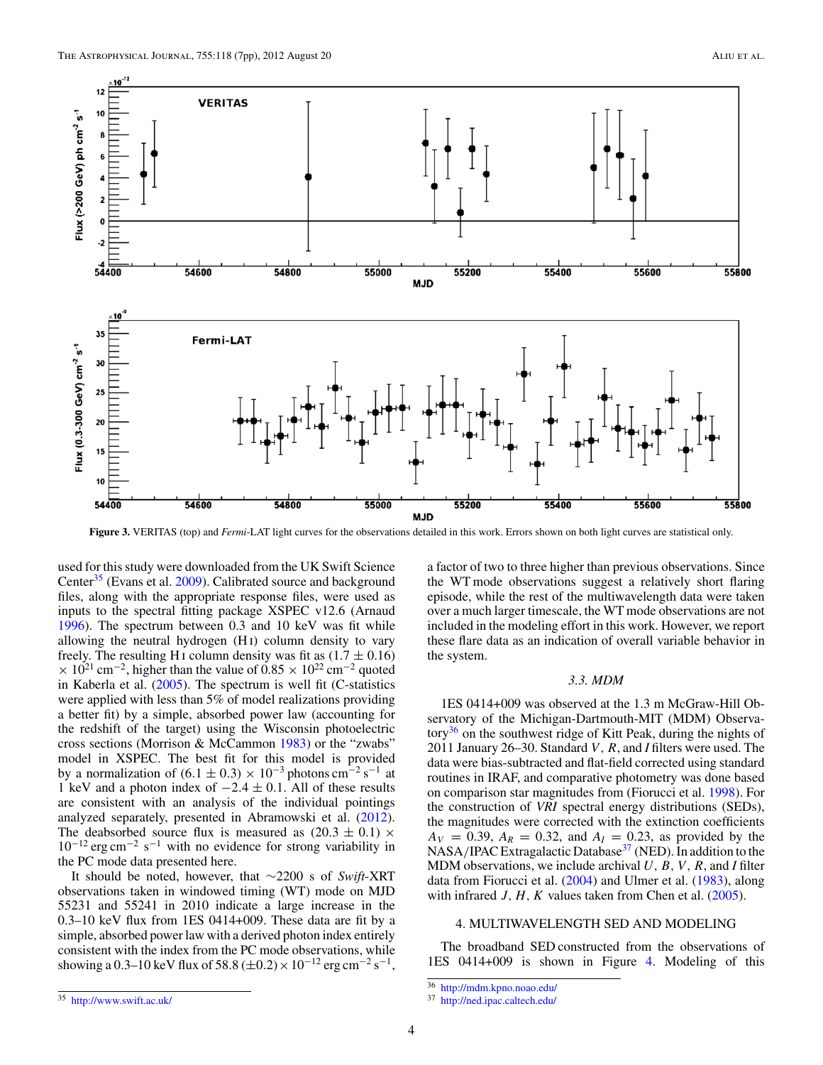Figure 3. VERITAS (top) and *Fermi*-LAT light curves for the observations detailed in this work. Errors shown on both light curves are statistical only.

used for this study were downloaded from the UK Swift Science Center[35] (Evans et al. 2009). Calibrated source and background files, along with the appropriate response files, were used as inputs to the spectral fitting package XSPEC v12.6 (Arnaud 1996). The spectrum between 0.3 and 10 keV was fit while allowing the neutral hydrogen (H I) column density to vary freely. The resulting H I column density was fit as $(1.7 \pm 0.16) \times 10^{21}$ cm$^{-2}$, higher than the value of $0.85 \times 10^{22}$ cm$^{-2}$ quoted in Kaberla et al. (2005). The spectrum is well fit (C-statistics were applied with less than 5% of model realizations providing a better fit) by a simple, absorbed power law (accounting for the redshift of the target) using the Wisconsin photoelectric cross sections (Morrison & McCammon 1983) or the "zwabs" model in XSPEC. The best fit for this model is provided by a normalization of $(6.1 \pm 0.3) \times 10^{-3}$ photons cm$^{-2}$ s$^{-1}$ at 1 keV and a photon index of $-2.4 \pm 0.1$. All of these results are consistent with an analysis of the individual pointings analyzed separately, presented in Abramowski et al. (2012). The deabsorbed source flux is measured as $(20.3 \pm 0.1) \times 10^{-12}$ erg cm$^{-2}$ s$^{-1}$ with no evidence for strong variability in the PC mode data presented here.

It should be noted, however, that ~2200 s of *Swift*-XRT observations taken in windowed timing (WT) mode on MJD 55231 and 55241 in 2010 indicate a large increase in the 0.3–10 keV flux from 1ES 0414+009. These data are fit by a simple, absorbed power law with a derived photon index entirely consistent with the index from the PC mode observations, while showing a 0.3–10 keV flux of 58.8 $(\pm 0.2) \times 10^{-12}$ erg cm$^{-2}$ s$^{-1}$, a factor of two to three higher than previous observations. Since the WT mode observations suggest a relatively short flaring episode, while the rest of the multiwavelength data were taken over a much larger timescale, the WT mode observations are not included in the modeling effort in this work. However, we report these flare data as an indication of overall variable behavior in the system.

### 3.3. MDM

1ES 0414+009 was observed at the 1.3 m McGraw-Hill Observatory of the Michigan-Dartmouth-MIT (MDM) Observatory[36] on the southwest ridge of Kitt Peak, during the nights of 2011 January 26–30. Standard $V$, $R$, and $I$ filters were used. The data were bias-subtracted and flat-field corrected using standard routines in IRAF, and comparative photometry was done based on comparison star magnitudes from (Fiorucci et al. 1998). For the construction of *VRI* spectral energy distributions (SEDs), the magnitudes were corrected with the extinction coefficients $A_V = 0.39$, $A_R = 0.32$, and $A_I = 0.23$, as provided by the NASA/IPAC Extragalactic Database[37] (NED). In addition to the MDM observations, we include archival $U$, $B$, $V$, $R$, and $I$ filter data from Fiorucci et al. (2004) and Ulmer et al. (1983), along with infrared $J$, $H$, $K$ values taken from Chen et al. (2005).

## 4. MULTIWAVELENGTH SED AND MODELING

The broadband SED constructed from the observations of 1ES 0414+009 is shown in Figure 4. Modeling of this

[35] http://www.swift.ac.uk/

[36] http://mdm.kpno.noao.edu/

[37] http://ned.ipac.caltech.edu/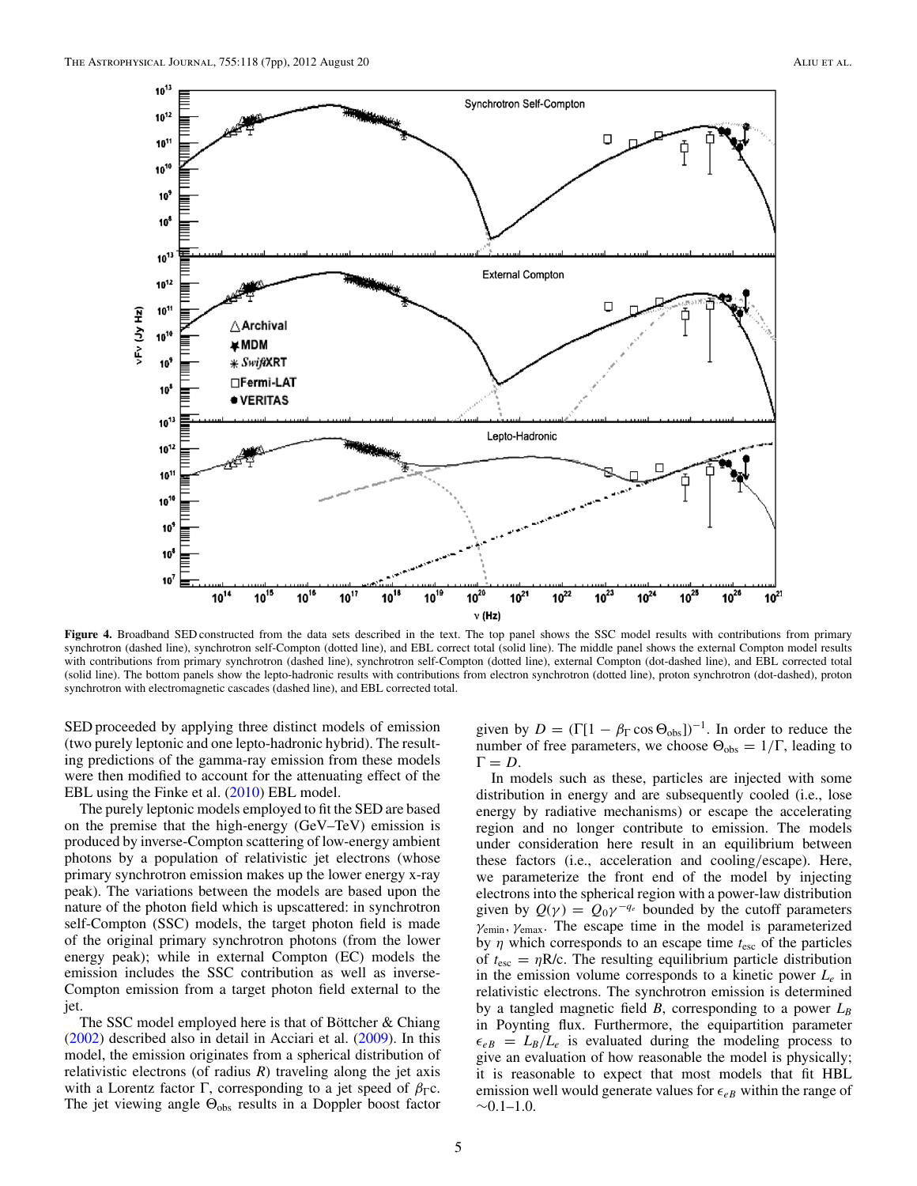**Figure 4.** Broadband SED constructed from the data sets described in the text. The top panel shows the SSC model results with contributions from primary synchrotron (dashed line), synchrotron self-Compton (dotted line), and EBL correct total (solid line). The middle panel shows the external Compton model results with contributions from primary synchrotron (dashed line), synchrotron self-Compton (dotted line), external Compton (dot-dashed line), and EBL corrected total (solid line). The bottom panels show the lepto-hadronic results with contributions from electron synchrotron (dotted line), proton synchrotron (dot-dashed), proton synchrotron with electromagnetic cascades (dashed line), and EBL corrected total.

SED proceeded by applying three distinct models of emission (two purely leptonic and one lepto-hadronic hybrid). The resulting predictions of the gamma-ray emission from these models were then modified to account for the attenuating effect of the EBL using the Finke et al. (2010) EBL model.

The purely leptonic models employed to fit the SED are based on the premise that the high-energy (GeV–TeV) emission is produced by inverse-Compton scattering of low-energy ambient photons by a population of relativistic jet electrons (whose primary synchrotron emission makes up the lower energy x-ray peak). The variations between the models are based upon the nature of the photon field which is upscattered: in synchrotron self-Compton (SSC) models, the target photon field is made of the original primary synchrotron photons (from the lower energy peak); while in external Compton (EC) models the emission includes the SSC contribution as well as inverse-Compton emission from a target photon field external to the jet.

The SSC model employed here is that of Böttcher & Chiang (2002) described also in detail in Acciari et al. (2009). In this model, the emission originates from a spherical distribution of relativistic electrons (of radius $R$) traveling along the jet axis with a Lorentz factor $\Gamma$, corresponding to a jet speed of $\beta_\Gamma$c. The jet viewing angle $\Theta_{\rm obs}$ results in a Doppler boost factor given by $D = (\Gamma[1 - \beta_\Gamma \cos\Theta_{\rm obs}])^{-1}$. In order to reduce the number of free parameters, we choose $\Theta_{\rm obs} = 1/\Gamma$, leading to $\Gamma = D$.

In models such as these, particles are injected with some distribution in energy and are subsequently cooled (i.e., lose energy by radiative mechanisms) or escape the accelerating region and no longer contribute to emission. The models under consideration here result in an equilibrium between these factors (i.e., acceleration and cooling/escape). Here, we parameterize the front end of the model by injecting electrons into the spherical region with a power-law distribution given by $Q(\gamma) = Q_0\gamma^{-q_e}$ bounded by the cutoff parameters $\gamma_{\rm emin}$, $\gamma_{\rm emax}$. The escape time in the model is parameterized by $\eta$ which corresponds to an escape time $t_{\rm esc}$ of the particles of $t_{\rm esc} = \eta$R/c. The resulting equilibrium particle distribution in the emission volume corresponds to a kinetic power $L_e$ in relativistic electrons. The synchrotron emission is determined by a tangled magnetic field $B$, corresponding to a power $L_B$ in Poynting flux. Furthermore, the equipartition parameter $\epsilon_{eB} = L_B/L_e$ is evaluated during the modeling process to give an evaluation of how reasonable the model is physically; it is reasonable to expect that most models that fit HBL emission well would generate values for $\epsilon_{eB}$ within the range of $\sim$0.1–1.0.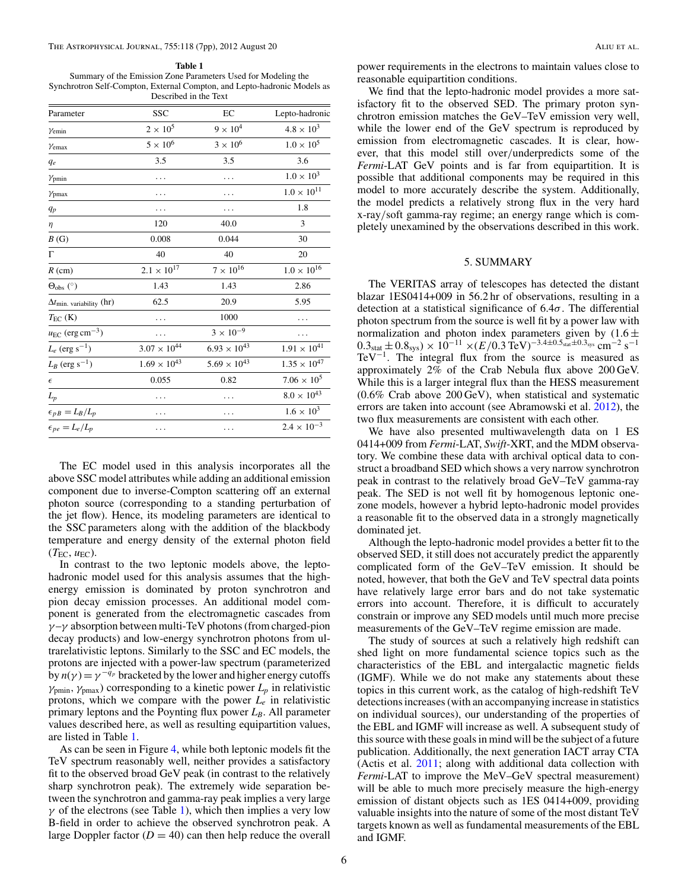**Table 1**

Summary of the Emission Zone Parameters Used for Modeling the Synchrotron Self-Compton, External Compton, and Lepto-hadronic Models as Described in the Text

| Parameter | SSC | EC | Lepto-hadronic |
|---|---|---|---|
| $\gamma_{\rm emin}$ | $2 \times 10^5$ | $9 \times 10^4$ | $4.8 \times 10^3$ |
| $\gamma_{\rm emax}$ | $5 \times 10^6$ | $3 \times 10^6$ | $1.0 \times 10^5$ |
| $q_e$ | 3.5 | 3.5 | 3.6 |
| $\gamma_{\rm pmin}$ | ... | ... | $1.0 \times 10^3$ |
| $\gamma_{\rm pmax}$ | ... | ... | $1.0 \times 10^{11}$ |
| $q_p$ | ... | ... | 1.8 |
| $\eta$ | 120 | 40.0 | 3 |
| $B$ (G) | 0.008 | 0.044 | 30 |
| $\Gamma$ | 40 | 40 | 20 |
| $R$ (cm) | $2.1 \times 10^{17}$ | $7 \times 10^{16}$ | $1.0 \times 10^{16}$ |
| $\Theta_{\rm obs}$ (°) | 1.43 | 1.43 | 2.86 |
| $\Delta t_{\rm min.\ variability}$ (hr) | 62.5 | 20.9 | 5.95 |
| $T_{\rm EC}$ (K) | ... | 1000 | ... |
| $u_{\rm EC}$ (erg cm$^{-3}$) | ... | $3 \times 10^{-9}$ | ... |
| $L_e$ (erg s$^{-1}$) | $3.07 \times 10^{44}$ | $6.93 \times 10^{43}$ | $1.91 \times 10^{41}$ |
| $L_B$ (erg s$^{-1}$) | $1.69 \times 10^{43}$ | $5.69 \times 10^{43}$ | $1.35 \times 10^{47}$ |
| $\epsilon$ | 0.055 | 0.82 | $7.06 \times 10^5$ |
| $L_p$ | ... | ... | $8.0 \times 10^{43}$ |
| $\epsilon_{pB} = L_B/L_p$ | ... | ... | $1.6 \times 10^3$ |
| $\epsilon_{pe} = L_e/L_p$ | ... | ... | $2.4 \times 10^{-3}$ |

The EC model used in this analysis incorporates all the above SSC model attributes while adding an additional emission component due to inverse-Compton scattering off an external photon source (corresponding to a standing perturbation of the jet flow). Hence, its modeling parameters are identical to the SSC parameters along with the addition of the blackbody temperature and energy density of the external photon field ($T_{\rm EC}$, $u_{\rm EC}$).

In contrast to the two leptonic models above, the lepto-hadronic model used for this analysis assumes that the high-energy emission is dominated by proton synchrotron and pion decay emission processes. An additional model component is generated from the electromagnetic cascades from $\gamma$–$\gamma$ absorption between multi-TeV photons (from charged-pion decay products) and low-energy synchrotron photons from ultrarelativistic leptons. Similarly to the SSC and EC models, the protons are injected with a power-law spectrum (parameterized by $n(\gamma) = \gamma^{-q_p}$ bracketed by the lower and higher energy cutoffs $\gamma_{\rm pmin}$, $\gamma_{\rm pmax}$) corresponding to a kinetic power $L_p$ in relativistic protons, which we compare with the power $L_e$ in relativistic primary leptons and the Poynting flux power $L_B$. All parameter values described here, as well as resulting equipartition values, are listed in Table 1.

As can be seen in Figure 4, while both leptonic models fit the TeV spectrum reasonably well, neither provides a satisfactory fit to the observed broad GeV peak (in contrast to the relatively sharp synchrotron peak). The extremely wide separation between the synchrotron and gamma-ray peak implies a very large $\gamma$ of the electrons (see Table 1), which then implies a very low B-field in order to achieve the observed synchrotron peak. A large Doppler factor ($D = 40$) can then help reduce the overall power requirements in the electrons to maintain values close to reasonable equipartition conditions.

We find that the lepto-hadronic model provides a more satisfactory fit to the observed SED. The primary proton synchrotron emission matches the GeV–TeV emission very well, while the lower end of the GeV spectrum is reproduced by emission from electromagnetic cascades. It is clear, however, that this model still over/underpredicts some of the *Fermi*-LAT GeV points and is far from equipartition. It is possible that additional components may be required in this model to more accurately describe the system. Additionally, the model predicts a relatively strong flux in the very hard x-ray/soft gamma-ray regime; an energy range which is completely unexamined by the observations described in this work.

## 5. SUMMARY

The VERITAS array of telescopes has detected the distant blazar 1ES0414+009 in 56.2 hr of observations, resulting in a detection at a statistical significance of $6.4\sigma$. The differential photon spectrum from the source is well fit by a power law with normalization and photon index parameters given by $(1.6 \pm 0.3_{\rm stat} \pm 0.8_{\rm sys}) \times 10^{-11} \times (E/0.3\,{\rm TeV})^{-3.4 \pm 0.5_{\rm stat} \pm 0.3_{\rm sys}}$ cm$^{-2}$ s$^{-1}$ TeV$^{-1}$. The integral flux from the source is measured as approximately 2% of the Crab Nebula flux above 200 GeV. While this is a larger integral flux than the HESS measurement (0.6% Crab above 200 GeV), when statistical and systematic errors are taken into account (see Abramowski et al. 2012), the two flux measurements are consistent with each other.

We have also presented multiwavelength data on 1 ES 0414+009 from *Fermi*-LAT, *Swift*-XRT, and the MDM observatory. We combine these data with archival optical data to construct a broadband SED which shows a very narrow synchrotron peak in contrast to the relatively broad GeV–TeV gamma-ray peak. The SED is not well fit by homogenous leptonic one-zone models, however a hybrid lepto-hadronic model provides a reasonable fit to the observed data in a strongly magnetically dominated jet.

Although the lepto-hadronic model provides a better fit to the observed SED, it still does not accurately predict the apparently complicated form of the GeV–TeV emission. It should be noted, however, that both the GeV and TeV spectral data points have relatively large error bars and do not take systematic errors into account. Therefore, it is difficult to accurately constrain or improve any SED models until much more precise measurements of the GeV–TeV regime emission are made.

The study of sources at such a relatively high redshift can shed light on more fundamental science topics such as the characteristics of the EBL and intergalactic magnetic fields (IGMF). While we do not make any statements about these topics in this current work, as the catalog of high-redshift TeV detections increases (with an accompanying increase in statistics on individual sources), our understanding of the properties of the EBL and IGMF will increase as well. A subsequent study of this source with these goals in mind will be the subject of a future publication. Additionally, the next generation IACT array CTA (Actis et al. 2011; along with additional data collection with *Fermi*-LAT to improve the MeV–GeV spectral measurement) will be able to much more precisely measure the high-energy emission of distant objects such as 1ES 0414+009, providing valuable insights into the nature of some of the most distant TeV targets known as well as fundamental measurements of the EBL and IGMF.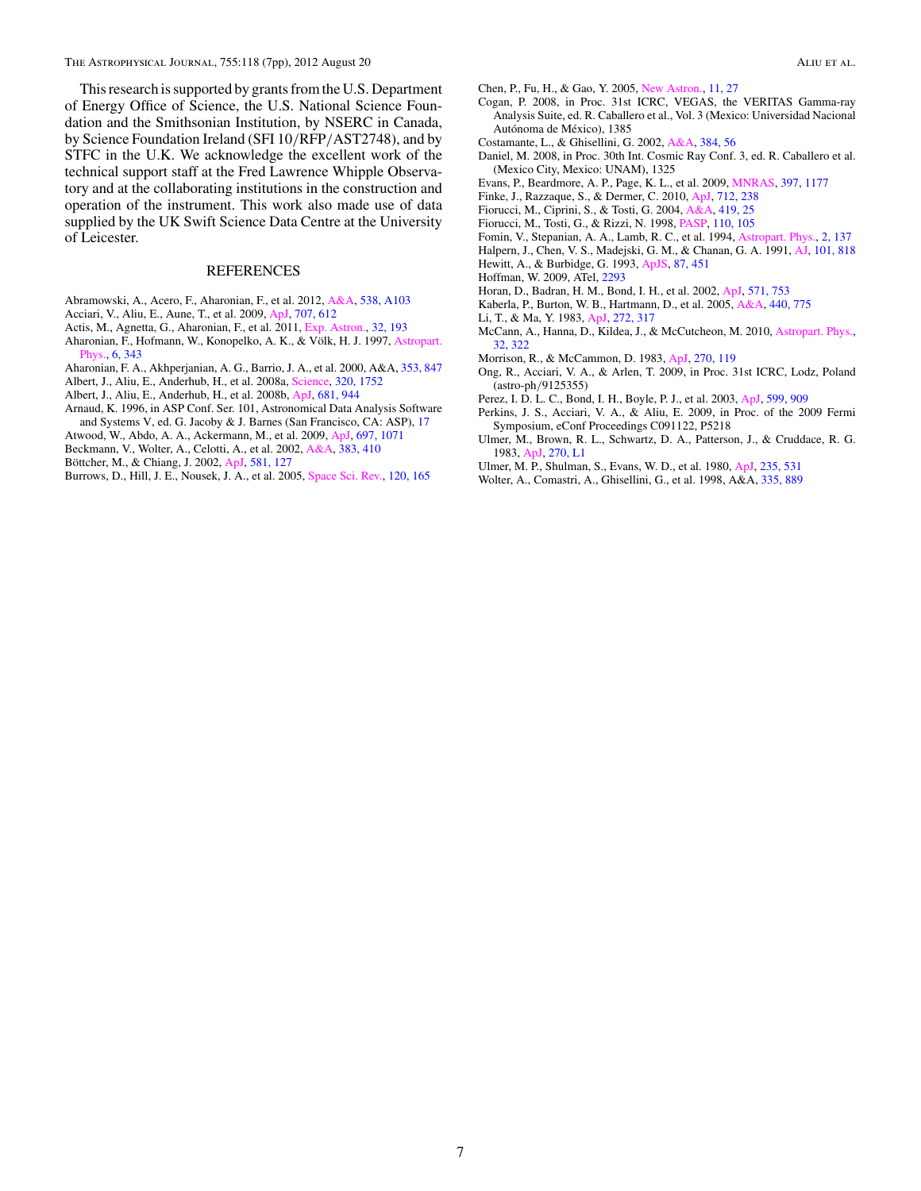This research is supported by grants from the U.S. Department of Energy Office of Science, the U.S. National Science Foundation and the Smithsonian Institution, by NSERC in Canada, by Science Foundation Ireland (SFI 10/RFP/AST2748), and by STFC in the U.K. We acknowledge the excellent work of the technical support staff at the Fred Lawrence Whipple Observatory and at the collaborating institutions in the construction and operation of the instrument. This work also made use of data supplied by the UK Swift Science Data Centre at the University of Leicester.

## REFERENCES

Abramowski, A., Acero, F., Aharonian, F., et al. 2012, A&A, 538, A103
Acciari, V., Aliu, E., Aune, T., et al. 2009, ApJ, 707, 612
Actis, M., Agnetta, G., Aharonian, F., et al. 2011, Exp. Astron., 32, 193
Aharonian, F., Hofmann, W., Konopelko, A. K., & Völk, H. J. 1997, Astropart. Phys., 6, 343
Aharonian, F. A., Akhperjanian, A. G., Barrio, J. A., et al. 2000, A&A, 353, 847
Albert, J., Aliu, E., Anderhub, H., et al. 2008a, Science, 320, 1752
Albert, J., Aliu, E., Anderhub, H., et al. 2008b, ApJ, 681, 944
Arnaud, K. 1996, in ASP Conf. Ser. 101, Astronomical Data Analysis Software and Systems V, ed. G. Jacoby & J. Barnes (San Francisco, CA: ASP), 17
Atwood, W., Abdo, A. A., Ackermann, M., et al. 2009, ApJ, 697, 1071
Beckmann, V., Wolter, A., Celotti, A., et al. 2002, A&A, 383, 410
Böttcher, M., & Chiang, J. 2002, ApJ, 581, 127
Burrows, D., Hill, J. E., Nousek, J. A., et al. 2005, Space Sci. Rev., 120, 165
Chen, P., Fu, H., & Gao, Y. 2005, New Astron., 11, 27
Cogan, P. 2008, in Proc. 31st ICRC, VEGAS, the VERITAS Gamma-ray Analysis Suite, ed. R. Caballero et al., Vol. 3 (Mexico: Universidad Nacional Autónoma de México), 1385
Costamante, L., & Ghisellini, G. 2002, A&A, 384, 56
Daniel, M. 2008, in Proc. 30th Int. Cosmic Ray Conf. 3, ed. R. Caballero et al. (Mexico City, Mexico: UNAM), 1325
Evans, P., Beardmore, A. P., Page, K. L., et al. 2009, MNRAS, 397, 1177
Finke, J., Razzaque, S., & Dermer, C. 2010, ApJ, 712, 238
Fiorucci, M., Ciprini, S., & Tosti, G. 2004, A&A, 419, 25
Fiorucci, M., Tosti, G., & Rizzi, N. 1998, PASP, 110, 105
Fomin, V., Stepanian, A. A., Lamb, R. C., et al. 1994, Astropart. Phys., 2, 137
Halpern, J., Chen, V. S., Madejski, G. M., & Chanan, G. A. 1991, AJ, 101, 818
Hewitt, A., & Burbidge, G. 1993, ApJS, 87, 451
Hoffman, W. 2009, ATel, 2293
Horan, D., Badran, H. M., Bond, I. H., et al. 2002, ApJ, 571, 753
Kaberla, P., Burton, W. B., Hartmann, D., et al. 2005, A&A, 440, 775
Li, T., & Ma, Y. 1983, ApJ, 272, 317
McCann, A., Hanna, D., Kildea, J., & McCutcheon, M. 2010, Astropart. Phys., 32, 322
Morrison, R., & McCammon, D. 1983, ApJ, 270, 119
Ong, R., Acciari, V. A., & Arlen, T. 2009, in Proc. 31st ICRC, Lodz, Poland (astro-ph/9125355)
Perez, I. D. L. C., Bond, I. H., Boyle, P. J., et al. 2003, ApJ, 599, 909
Perkins, J. S., Acciari, V. A., & Aliu, E. 2009, in Proc. of the 2009 Fermi Symposium, eConf Proceedings C091122, P5218
Ulmer, M., Brown, R. L., Schwartz, D. A., Patterson, J., & Cruddace, R. G. 1983, ApJ, 270, L1
Ulmer, M. P., Shulman, S., Evans, W. D., et al. 1980, ApJ, 235, 531
Wolter, A., Comastri, A., Ghisellini, G., et al. 1998, A&A, 335, 889